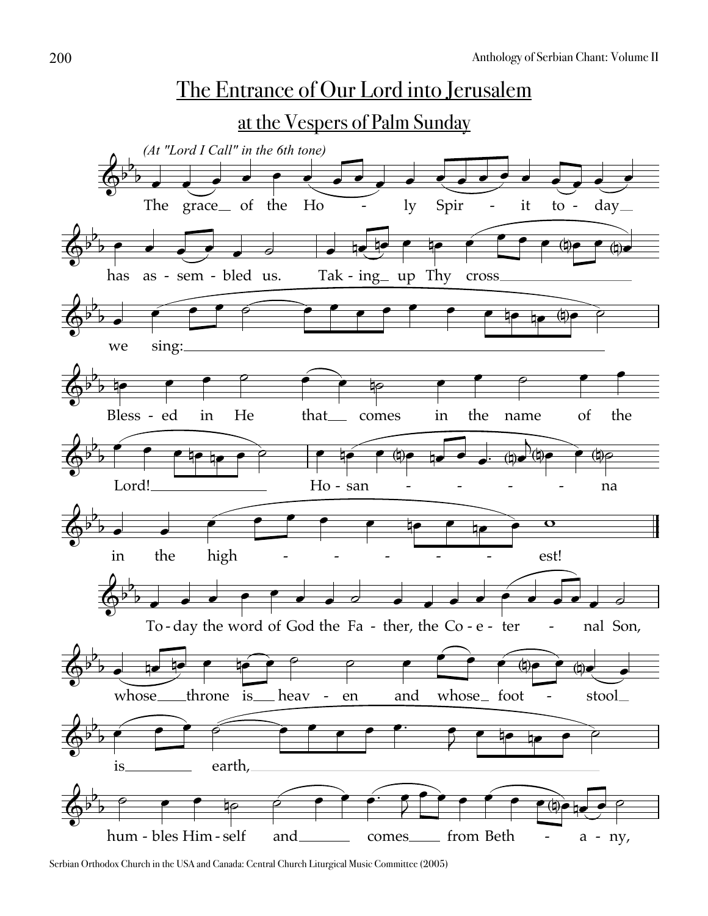# The Entrance of Our Lord into Jerusalem

## at the Vespers of Palm Sunday

*(At "Lord I Call" in the 6th tone)*

The grace of the Holy Spirit today has assembled us. Taking up Thy cross we sing:

Blessed in He that comes in the name of the Lord! Hosanna in the highest!

Today the word of God the Father, the Co-eternal Son, whose throne is heaven and whose footstool is earth, humbles Himself and comes from Bethany,

Serbian Orthodox Church in the USA and Canada: Central Church Liturgical Music Committee (2005)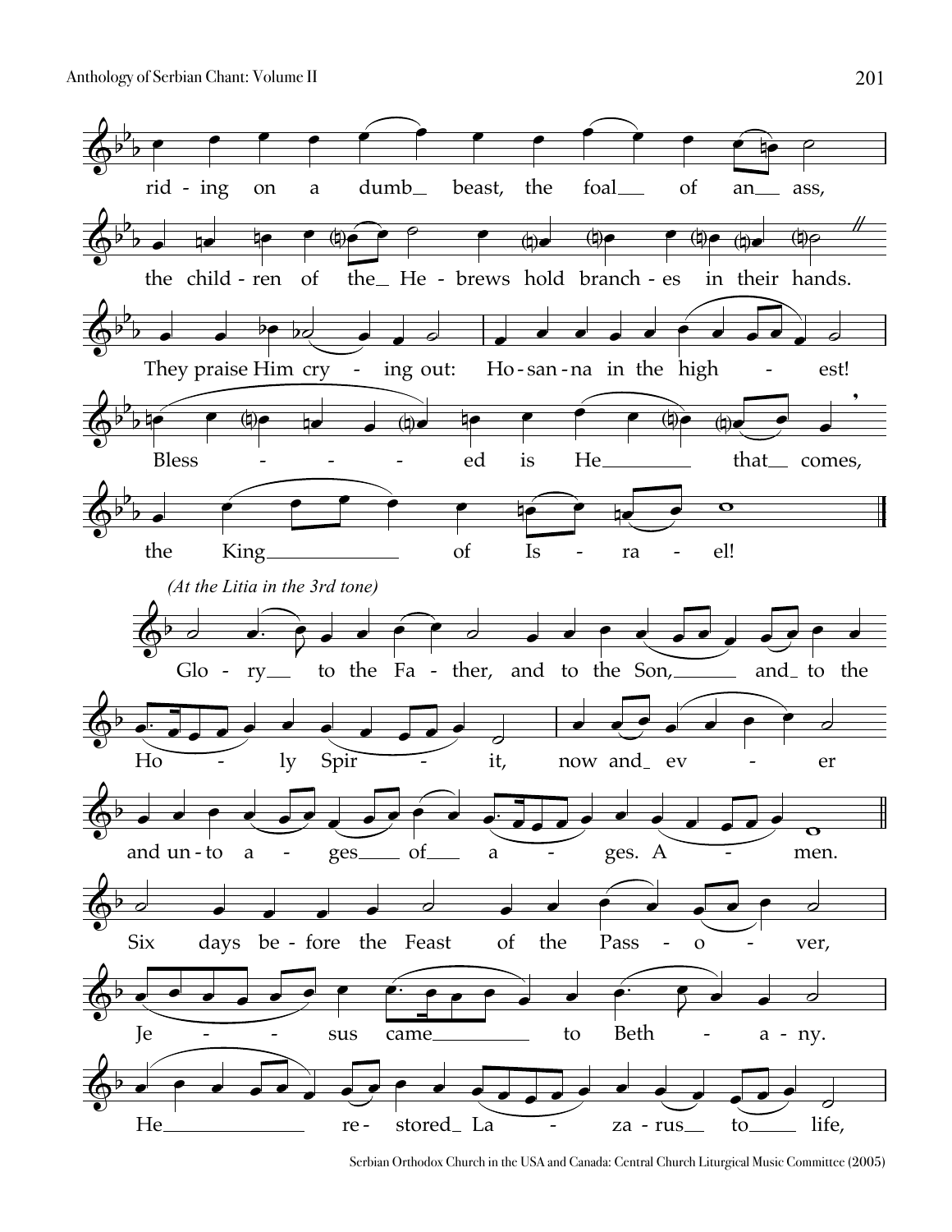riding on a dumb beast, the foal of an ass,

the children of the Hebrews hold branches in their hands.

They praise Him crying out: Hosanna in the highest!

Blessed is He that comes,

the King of Israel!

*(At the Litia in the 3rd tone)*

Glory to the Father, and to the Son, and to the Holy Spirit, now and ever and unto ages of ages. Amen.

Six days before the Feast of the Passover,

Jesus came to Bethany.

He restored Lazarus to life,

Serbian Orthodox Church in the USA and Canada: Central Church Liturgical Music Committee (2005)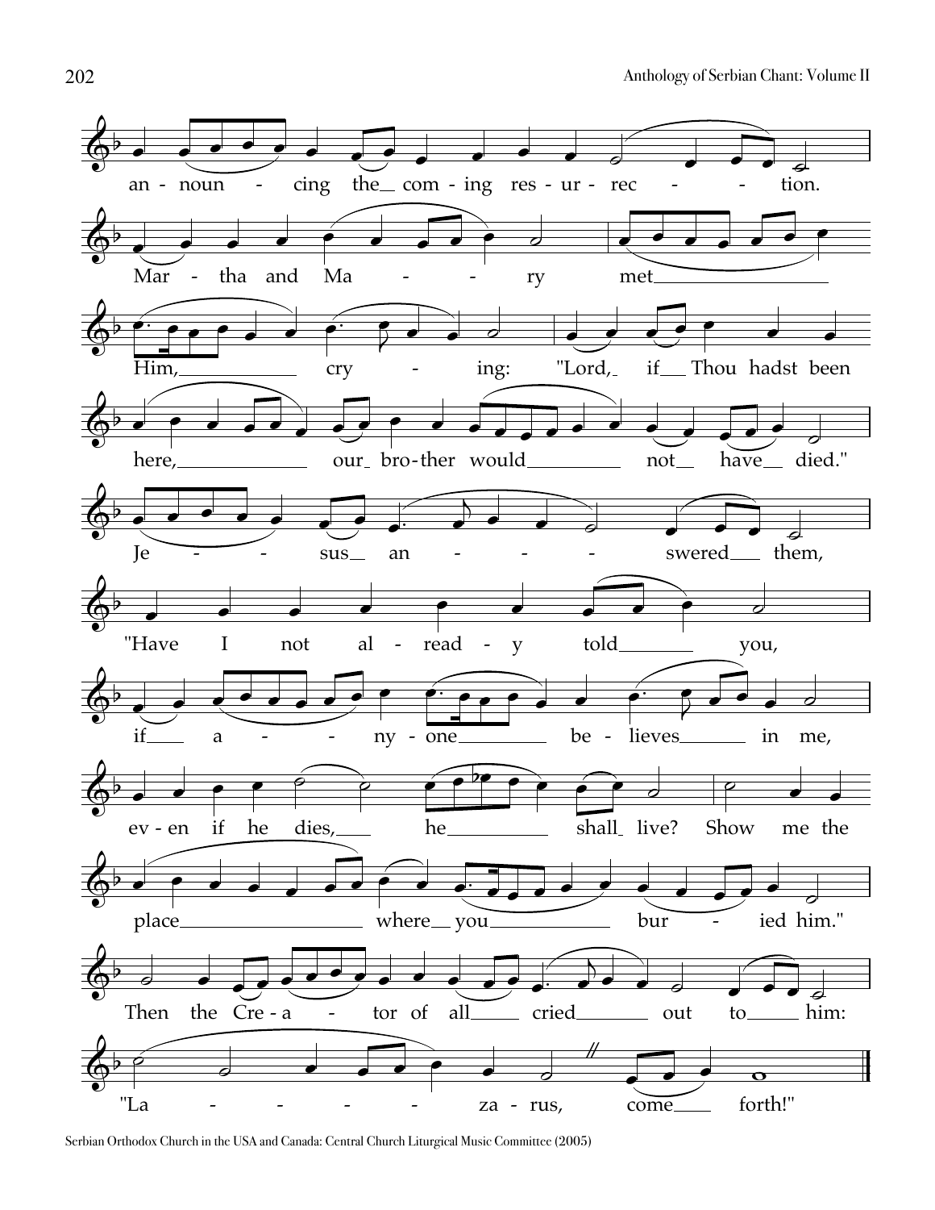an - noun - cing the com - ing res - ur - rec - - tion.

Mar - tha and Ma - - ry met

Him, cry - ing: "Lord, if Thou hadst been

here, our bro - ther would not have died."

Je - - sus an - - - - swered them,

"Have I not al - read - y told you,

if a - - ny - one be - lieves in me,

ev - en if he dies, he shall live? Show me the

place where you bur - ied him."

Then the Cre - a - tor of all cried out to him:

"La - - - - - za - rus, come forth!"

Serbian Orthodox Church in the USA and Canada: Central Church Liturgical Music Committee (2005)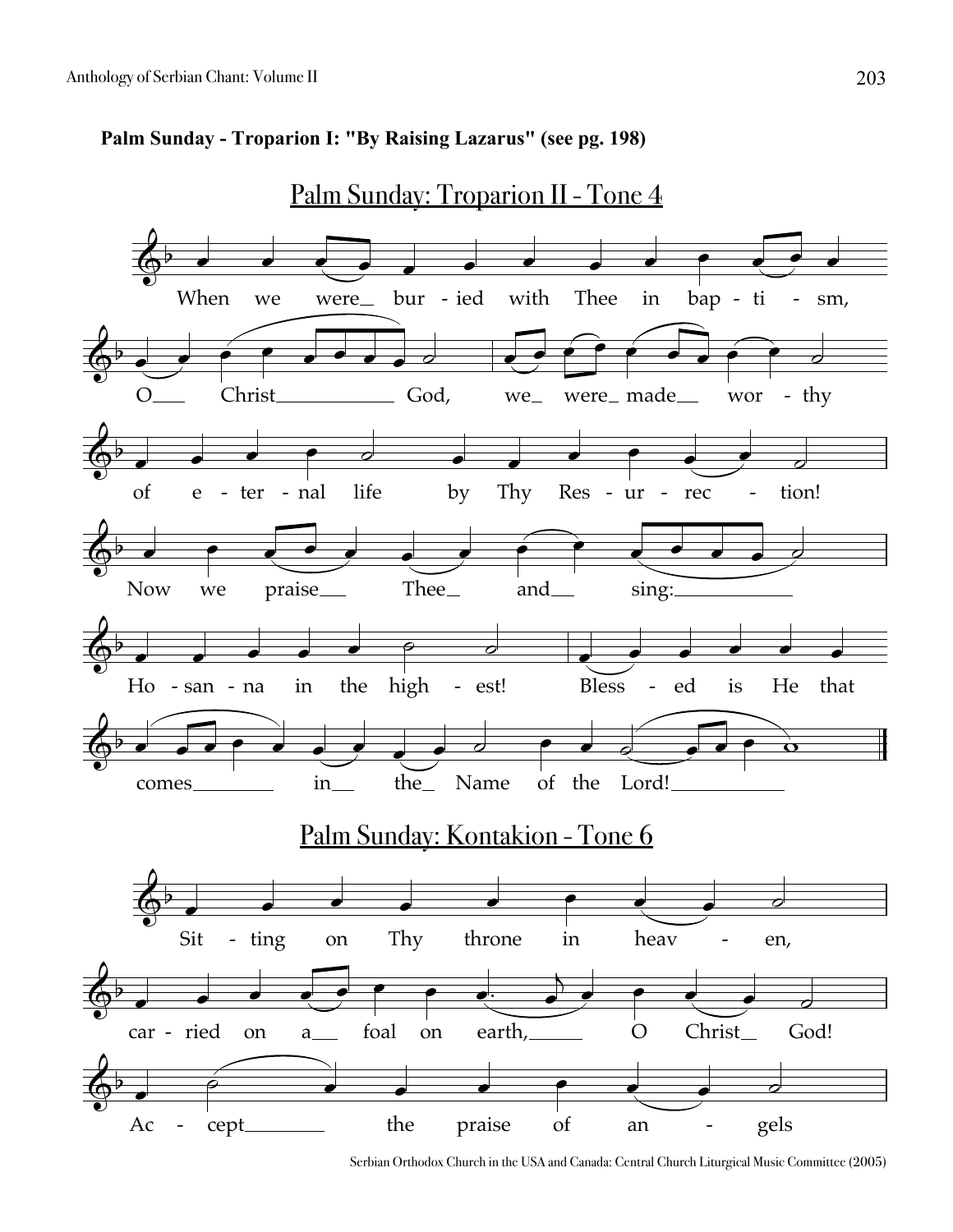**Palm Sunday - Troparion I: "By Raising Lazarus" (see pg. 198)**

## Palm Sunday: Troparion II - Tone 4

When we were_ bur - ied with Thee in bap - ti - sm,

O___ Christ___________ God, we_ were_ made__ wor - thy

of e - ter - nal life by Thy Res - ur - rec - tion!

Now we praise__ Thee_ and__ sing:___________

Ho - san - na in the high - est! Bless - ed is He that

comes________ in__ the_ Name of the Lord!___________

## Palm Sunday: Kontakion - Tone 6

Sit - ting on Thy throne in heav - en,

car - ried on a__ foal on earth,_____ O Christ_ God!

Ac - cept_______ the praise of an - gels

Serbian Orthodox Church in the USA and Canada: Central Church Liturgical Music Committee (2005)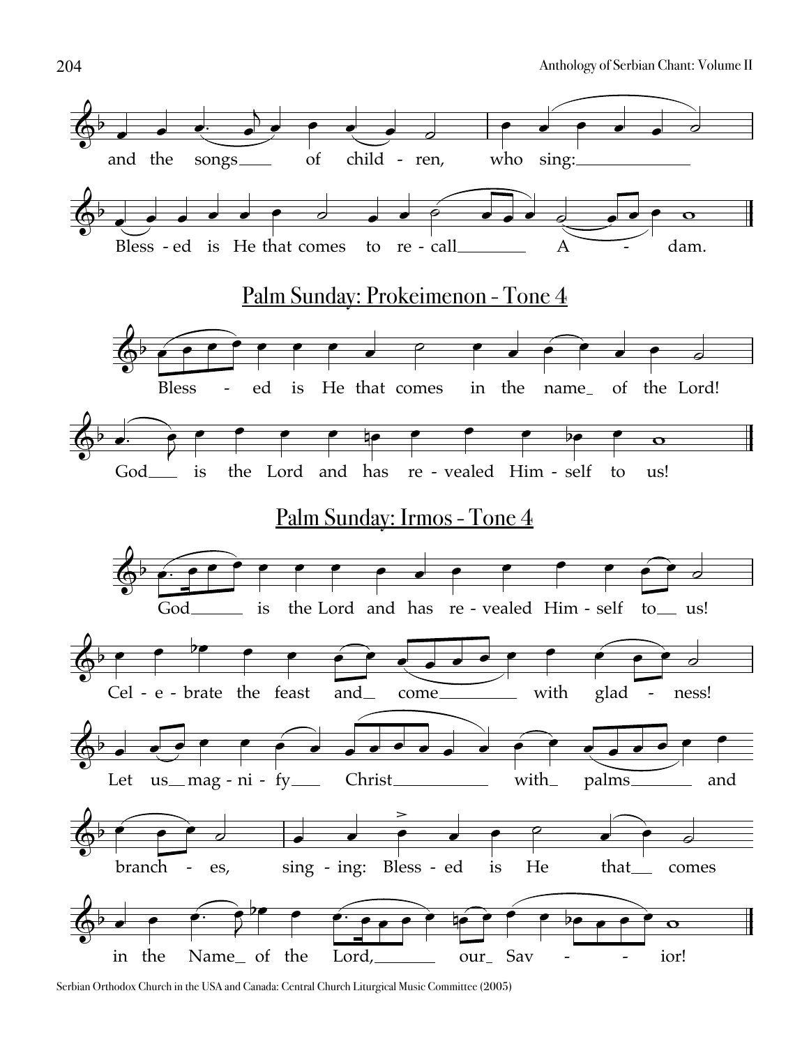and the songs___ of child - ren, who sing:___________

Bless - ed is He that comes to re - call_______ A - dam.

## Palm Sunday: Prokeimenon - Tone 4

Bless - ed is He that comes in the name_ of the Lord!

God___ is the Lord and has re - vealed Him - self to us!

## Palm Sunday: Irmos - Tone 4

God______ is the Lord and has re - vealed Him - self to__ us!

Cel - e - brate the feast and_ come________ with glad - ness!

Let us__ mag - ni - fy___ Christ__________ with_ palms_______ and

branch - es, sing - ing: Bless - ed is He that__ comes

in the Name_ of the Lord,_______ our_ Sav - - ior!

Serbian Orthodox Church in the USA and Canada: Central Church Liturgical Music Committee (2005)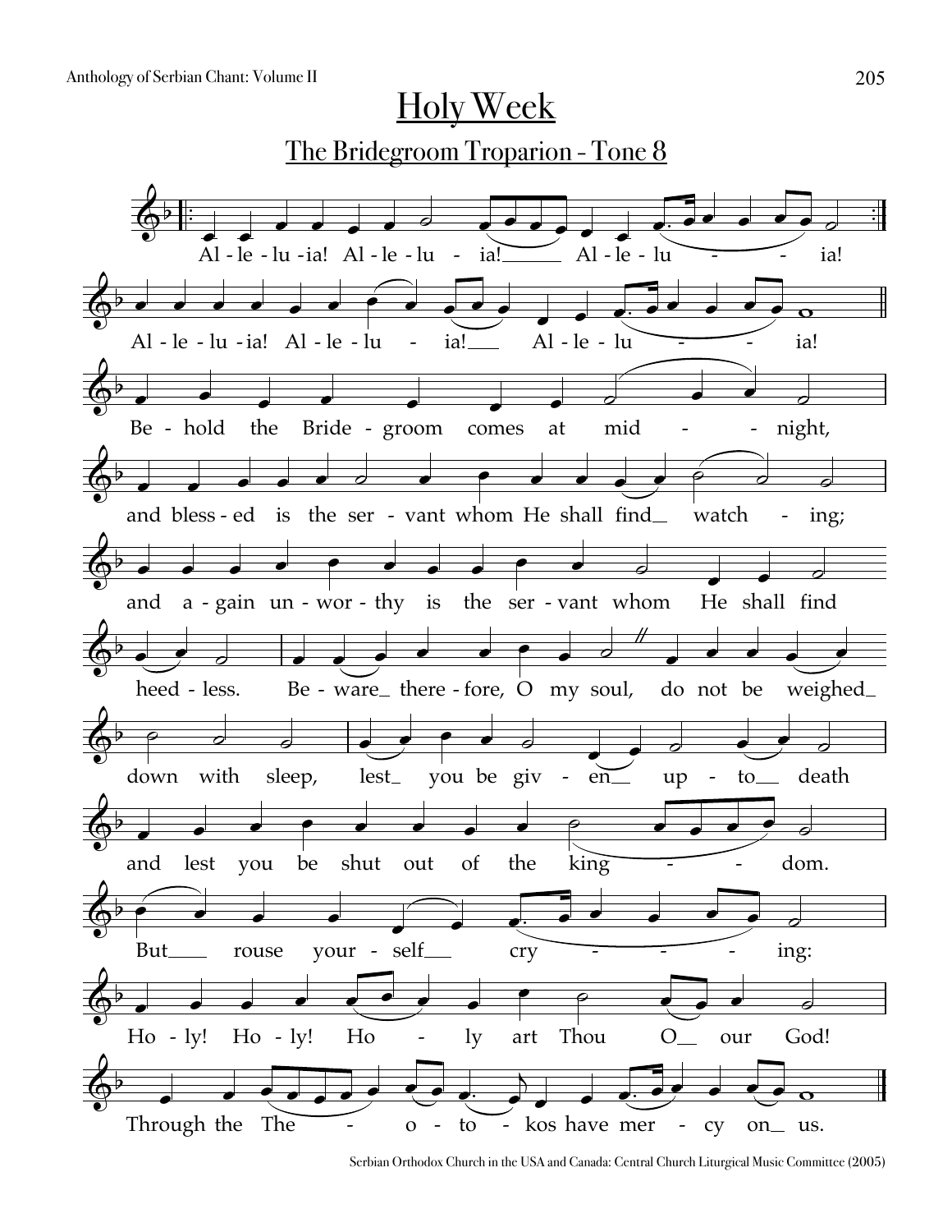# Holy Week

## The Bridegroom Troparion - Tone 8

Al - le - lu - ia! Al - le - lu - ia! Al - le - lu - ia!

Al - le - lu - ia! Al - le - lu - ia! Al - le - lu - ia!

Be - hold the Bride - groom comes at mid - night,

and bless - ed is the ser - vant whom He shall find watch - ing;

and a - gain un - wor - thy is the ser - vant whom He shall find

heed - less. Be - ware there - fore, O my soul, do not be weighed

down with sleep, lest you be giv - en up - to death

and lest you be shut out of the king - dom.

But rouse your - self cry - ing:

Ho - ly! Ho - ly! Ho - ly art Thou O our God!

Through the The - o - to - kos have mer - cy on us.

Serbian Orthodox Church in the USA and Canada: Central Church Liturgical Music Committee (2005)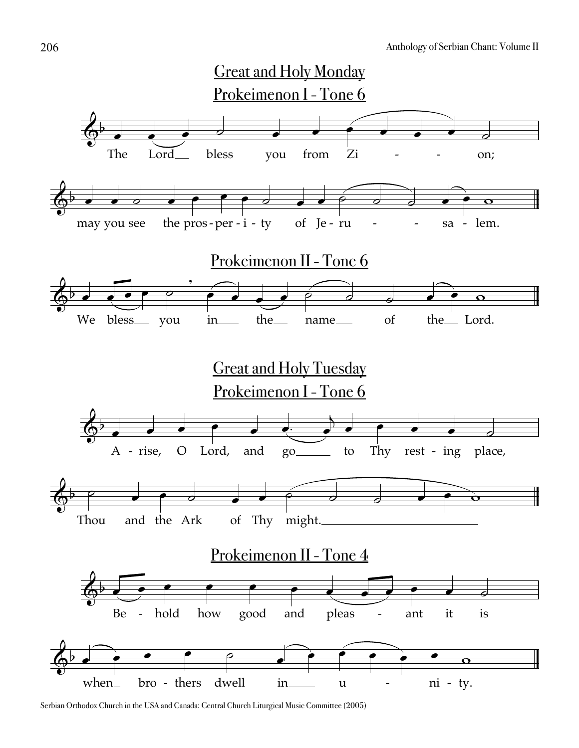## Great and Holy Monday

### Prokeimenon I - Tone 6

The Lord bless you from Zi - - - on;

may you see the pros-per-i-ty of Je-ru - - - sa - lem.

### Prokeimenon II - Tone 6

We bless you in the name of the Lord.

## Great and Holy Tuesday

### Prokeimenon I - Tone 6

A - rise, O Lord, and go to Thy rest - ing place,

Thou and the Ark of Thy might.

### Prokeimenon II - Tone 4

Be - hold how good and pleas - ant it is

when bro - thers dwell in u - ni - ty.

Serbian Orthodox Church in the USA and Canada: Central Church Liturgical Music Committee (2005)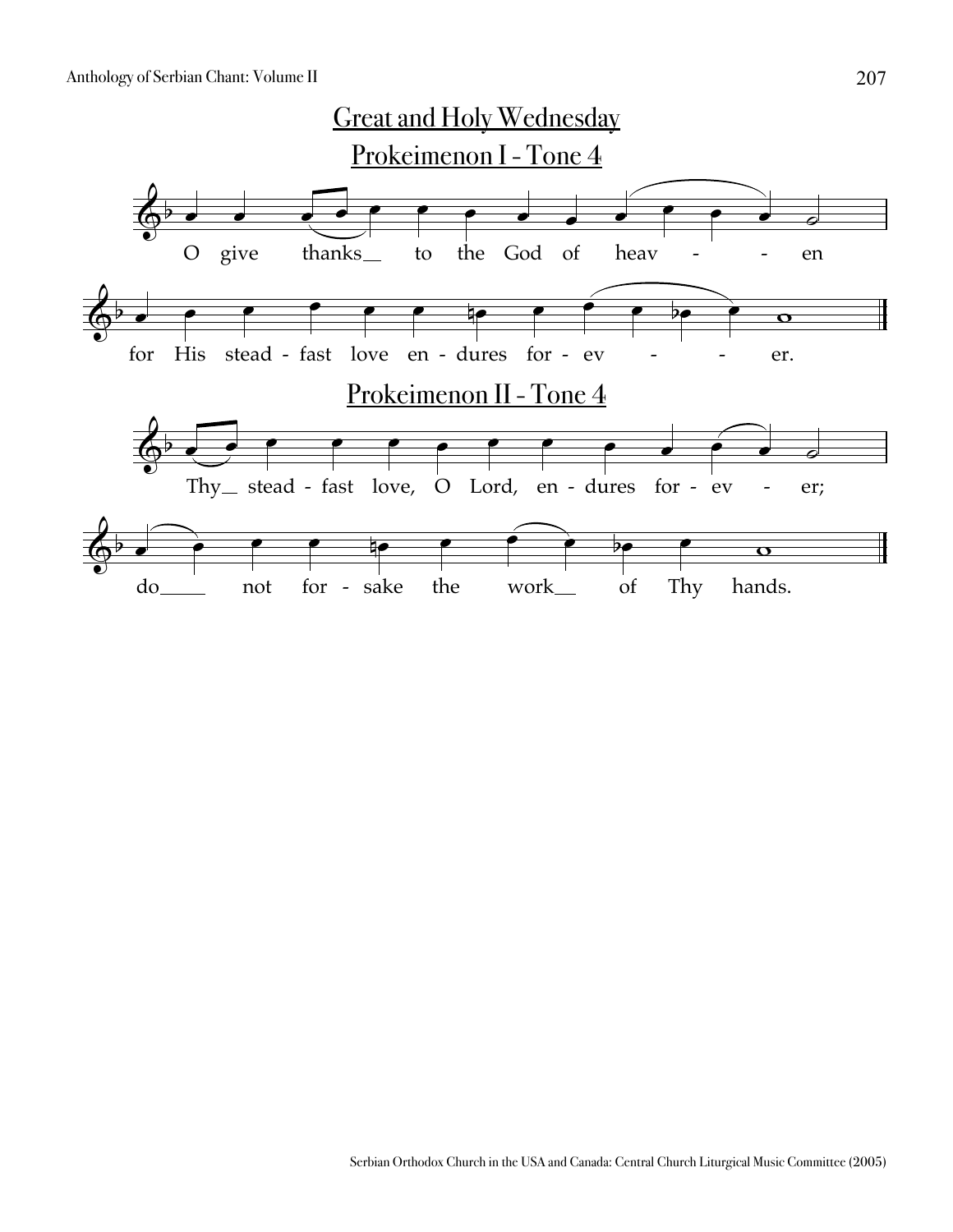# Great and Holy Wednesday

## Prokeimenon I - Tone 4

O give thanks to the God of heav - - en
for His stead - fast love en - dures for - ev - - er.

## Prokeimenon II - Tone 4

Thy stead - fast love, O Lord, en - dures for - ev - er;
do not for - sake the work of Thy hands.

Serbian Orthodox Church in the USA and Canada: Central Church Liturgical Music Committee (2005)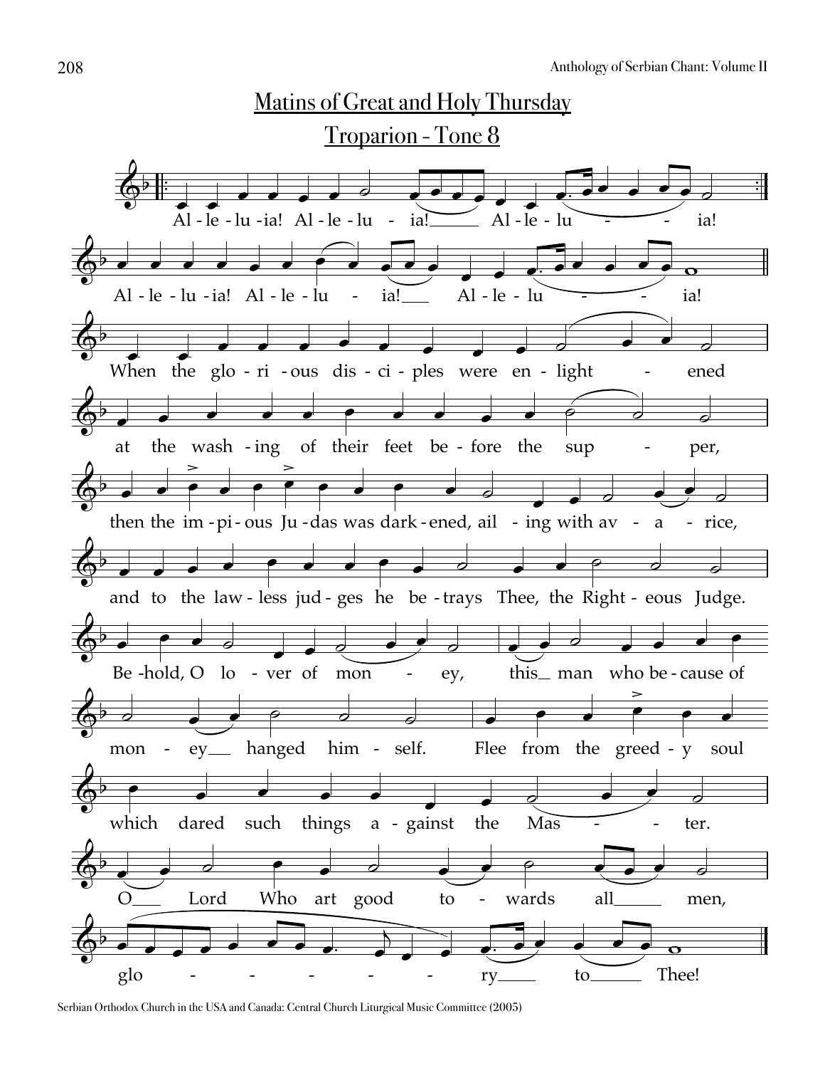## Matins of Great and Holy Thursday

### Troparion - Tone 8

Al - le - lu - ia! Al - le - lu - ia! Al - le - lu - ia!

Al - le - lu - ia! Al - le - lu - ia! Al - le - lu - ia!

When the glo - ri - ous dis - ci - ples were en - light - ened

at the wash - ing of their feet be - fore the sup - per,

then the im - pi - ous Ju - das was dark - ened, ail - ing with av - a - rice,

and to the law - less jud - ges he be - trays Thee, the Right - eous Judge.

Be - hold, O lo - ver of mon - ey, this man who be - cause of

mon - ey hanged him - self. Flee from the greed - y soul

which dared such things a - gainst the Mas - ter.

O Lord Who art good to - wards all men,

glo - ry to Thee!

Serbian Orthodox Church in the USA and Canada: Central Church Liturgical Music Committee (2005)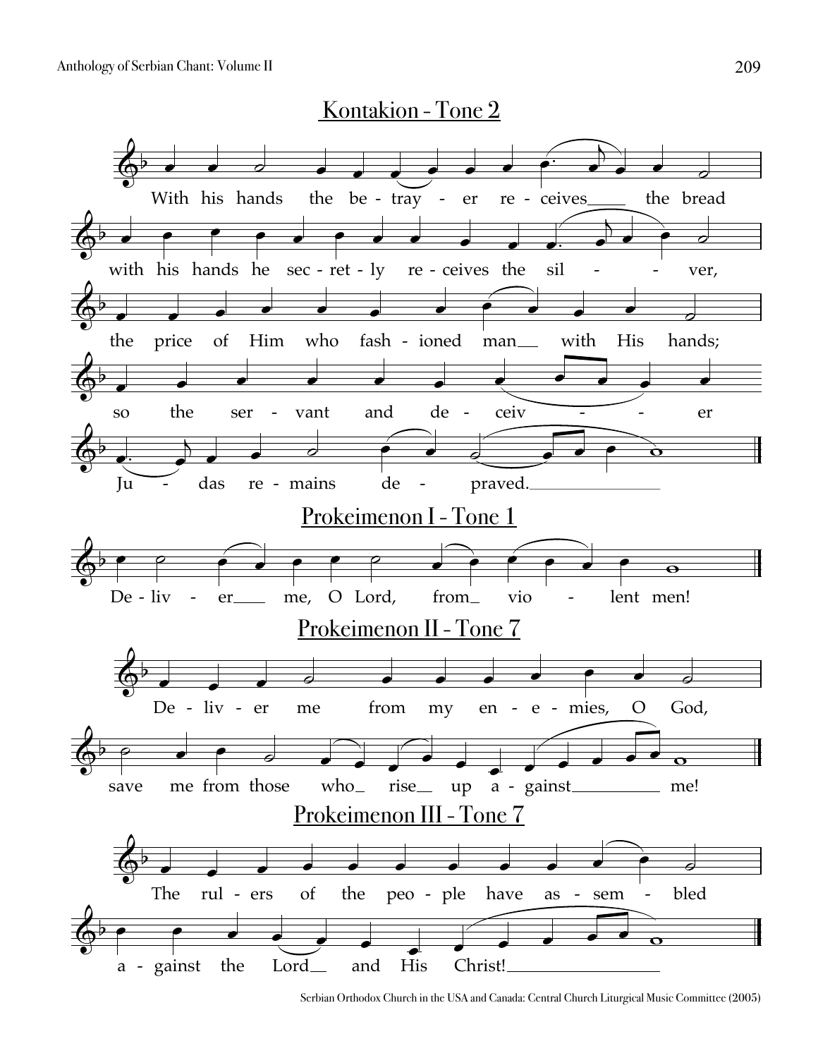## Kontakion - Tone 2

With his hands the be - tray - er re - ceives___ the bread
with his hands he sec - ret - ly re - ceives the sil - - ver,
the price of Him who fash - ioned man__ with His hands;
so the ser - vant and de - ceiv - - er
Ju - das re - mains de - praved.___

## Prokeimenon I - Tone 1

De - liv - er___ me, O Lord, from_ vio - lent men!

## Prokeimenon II - Tone 7

De - liv - er me from my en - e - mies, O God,
save me from those who_ rise_ up a - gainst___ me!

## Prokeimenon III - Tone 7

The rul - ers of the peo - ple have as - sem - bled
a - gainst the Lord__ and His Christ!___

Serbian Orthodox Church in the USA and Canada: Central Church Liturgical Music Committee (2005)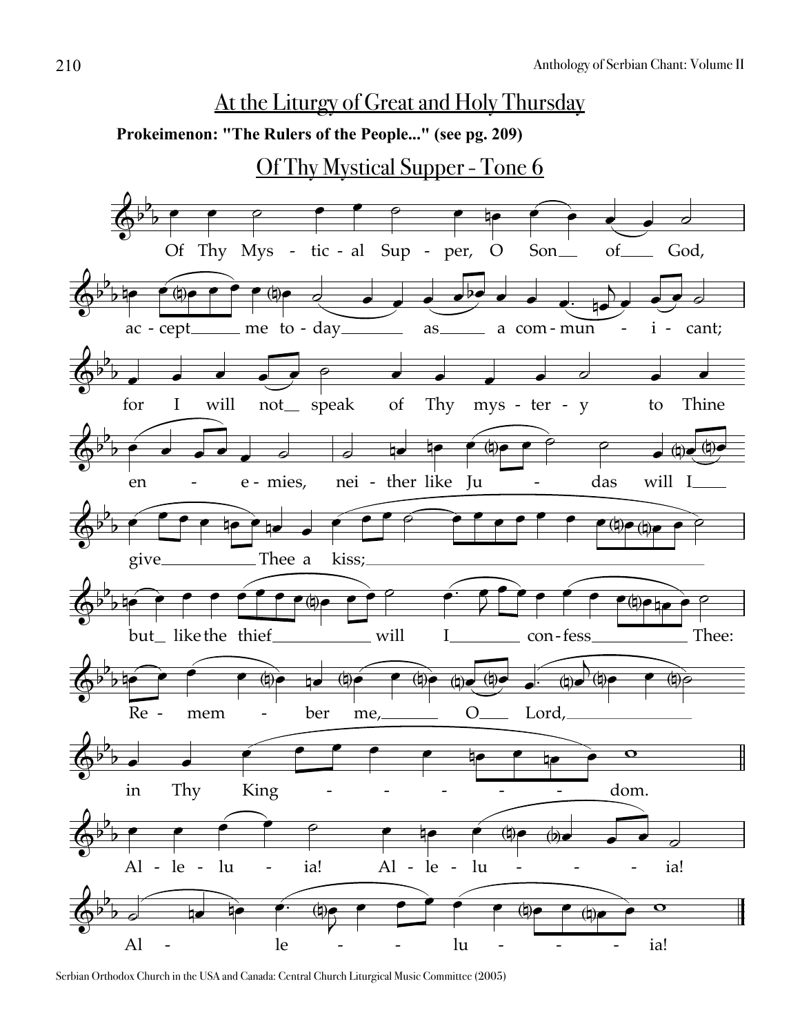## At the Liturgy of Great and Holy Thursday

**Prokeimenon: "The Rulers of the People..." (see pg. 209)**

## Of Thy Mystical Supper - Tone 6

Of Thy Mys - tic - al Sup - per, O Son__ of__ God,

ac - cept____ me to - day______ as_____ a com - mun - i - cant;

for I will not__ speak of Thy mys - ter - y to Thine

en - e - mies, nei - ther like Ju - das will I___

give__________ Thee a kiss;______________________________________

but__ like the thief__________ will I_______ con - fess__________ Thee:

Re - mem - ber me,______ O___ Lord,______________

in Thy King - - - - - dom.

Al - le - lu - ia! Al - le - lu - - - ia!

Al - le - - lu - - - ia!

Serbian Orthodox Church in the USA and Canada: Central Church Liturgical Music Committee (2005)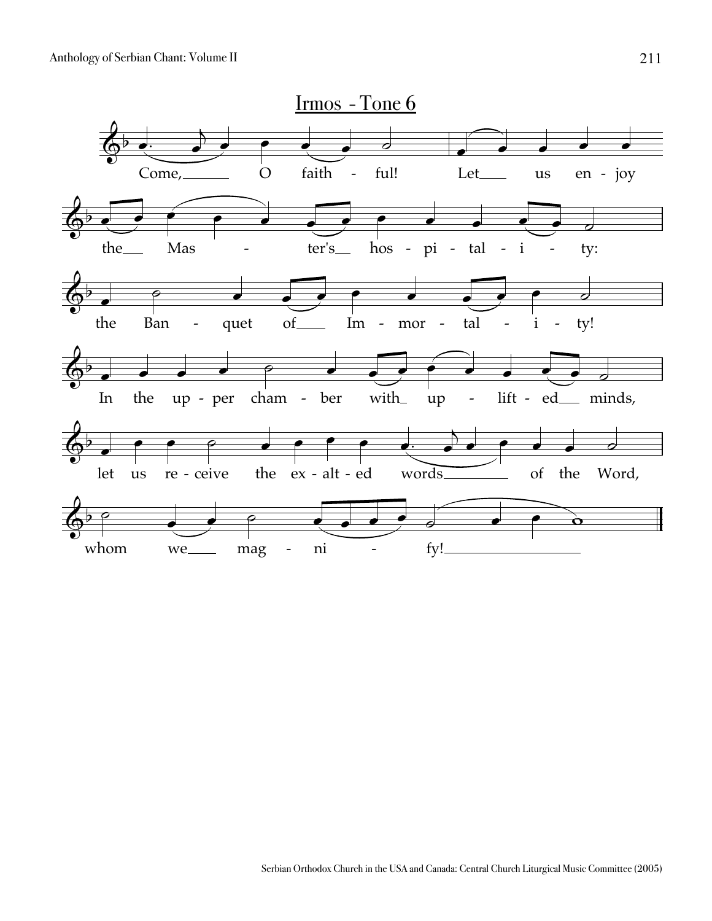# Irmos - Tone 6

Come, O faithful! Let us enjoy the Master's hospitality:

the Banquet of Immortality!

In the upper chamber with uplifted minds,

let us receive the exalted words of the Word,

whom we magnify!

Serbian Orthodox Church in the USA and Canada: Central Church Liturgical Music Committee (2005)